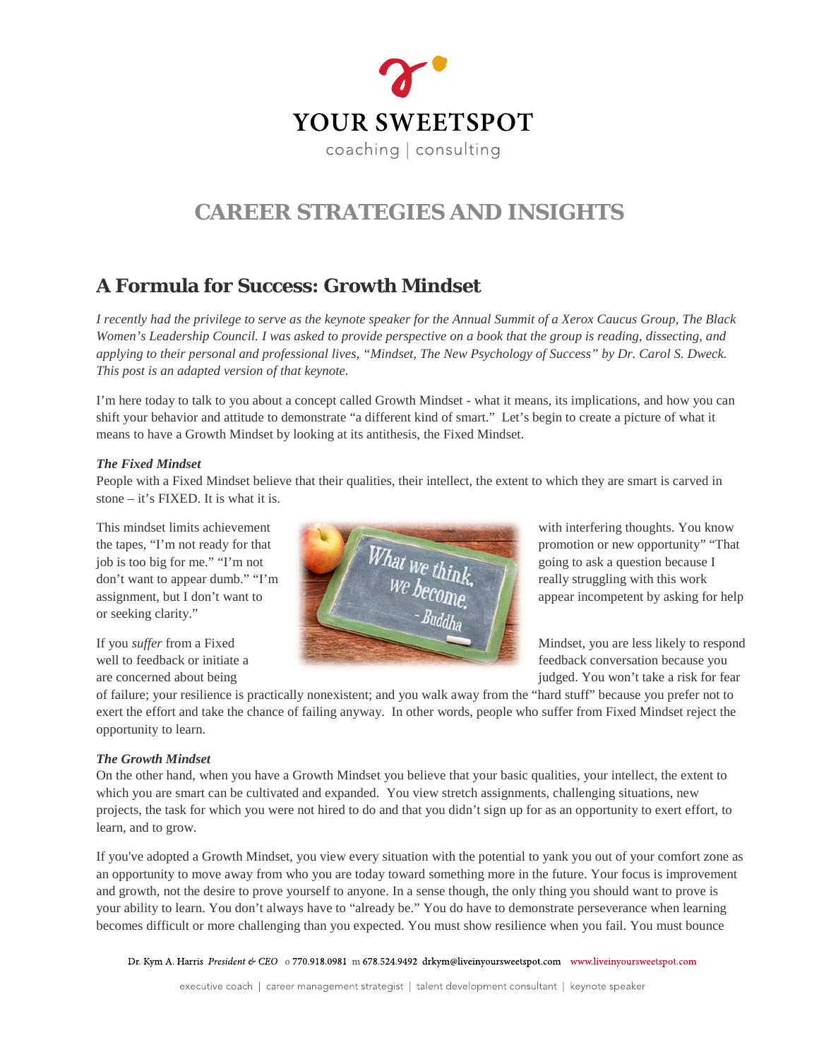# CAREER STRATEGIES AND INSIGHTS

## A Formula for Success: Growth Mindset

*I recently had the privilege to serve as the keynote speaker for the Annual Summit of a Xerox Caucus Group, The Black Women's Leadership Council. I was asked to provide perspective on a book that the group is reading, dissecting, and applying to their personal and professional lives, "Mindset, The New Psychology of Success" by Dr. Carol S. Dweck. This post is an adapted version of that keynote.*

I'm here today to talk to you about a concept called Growth Mindset - what it means, its implications, and how you can shift your behavior and attitude to demonstrate "a different kind of smart." Let's begin to create a picture of what it means to have a Growth Mindset by looking at its antithesis, the Fixed Mindset.

***The Fixed Mindset***

People with a Fixed Mindset believe that their qualities, their intellect, the extent to which they are smart is carved in stone – it's FIXED. It is what it is.

This mindset limits achievement with interfering thoughts. You know the tapes, "I'm not ready for that promotion or new opportunity" "That job is too big for me." "I'm not going to ask a question because I don't want to appear dumb." "I'm really struggling with this work assignment, but I don't want to appear incompetent by asking for help or seeking clarity."

If you *suffer* from a Fixed Mindset, you are less likely to respond well to feedback or initiate a feedback conversation because you are concerned about being judged. You won't take a risk for fear of failure; your resilience is practically nonexistent; and you walk away from the "hard stuff" because you prefer not to exert the effort and take the chance of failing anyway. In other words, people who suffer from Fixed Mindset reject the opportunity to learn.

***The Growth Mindset***

On the other hand, when you have a Growth Mindset you believe that your basic qualities, your intellect, the extent to which you are smart can be cultivated and expanded. You view stretch assignments, challenging situations, new projects, the task for which you were not hired to do and that you didn't sign up for as an opportunity to exert effort, to learn, and to grow.

If you've adopted a Growth Mindset, you view every situation with the potential to yank you out of your comfort zone as an opportunity to move away from who you are today toward something more in the future. Your focus is improvement and growth, not the desire to prove yourself to anyone. In a sense though, the only thing you should want to prove is your ability to learn. You don't always have to "already be." You do have to demonstrate perseverance when learning becomes difficult or more challenging than you expected. You must show resilience when you fail. You must bounce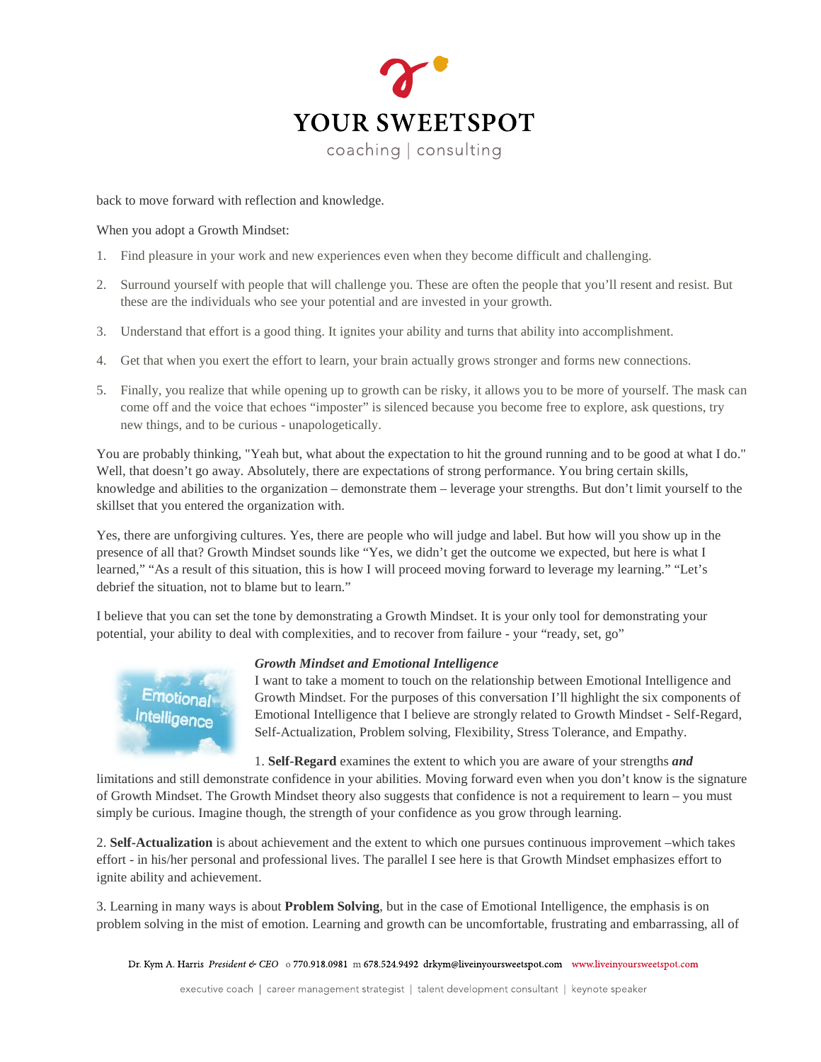back to move forward with reflection and knowledge.

When you adopt a Growth Mindset:

1. Find pleasure in your work and new experiences even when they become difficult and challenging.
2. Surround yourself with people that will challenge you. These are often the people that you'll resent and resist. But these are the individuals who see your potential and are invested in your growth.
3. Understand that effort is a good thing. It ignites your ability and turns that ability into accomplishment.
4. Get that when you exert the effort to learn, your brain actually grows stronger and forms new connections.
5. Finally, you realize that while opening up to growth can be risky, it allows you to be more of yourself. The mask can come off and the voice that echoes "imposter" is silenced because you become free to explore, ask questions, try new things, and to be curious - unapologetically.

You are probably thinking, "Yeah but, what about the expectation to hit the ground running and to be good at what I do." Well, that doesn't go away. Absolutely, there are expectations of strong performance. You bring certain skills, knowledge and abilities to the organization – demonstrate them – leverage your strengths. But don't limit yourself to the skillset that you entered the organization with.

Yes, there are unforgiving cultures. Yes, there are people who will judge and label. But how will you show up in the presence of all that? Growth Mindset sounds like "Yes, we didn't get the outcome we expected, but here is what I learned," "As a result of this situation, this is how I will proceed moving forward to leverage my learning." "Let's debrief the situation, not to blame but to learn."

I believe that you can set the tone by demonstrating a Growth Mindset. It is your only tool for demonstrating your potential, your ability to deal with complexities, and to recover from failure - your "ready, set, go"

***Growth Mindset and Emotional Intelligence***

I want to take a moment to touch on the relationship between Emotional Intelligence and Growth Mindset. For the purposes of this conversation I'll highlight the six components of Emotional Intelligence that I believe are strongly related to Growth Mindset - Self-Regard, Self-Actualization, Problem solving, Flexibility, Stress Tolerance, and Empathy.

1. **Self-Regard** examines the extent to which you are aware of your strengths ***and*** limitations and still demonstrate confidence in your abilities. Moving forward even when you don't know is the signature of Growth Mindset. The Growth Mindset theory also suggests that confidence is not a requirement to learn – you must simply be curious. Imagine though, the strength of your confidence as you grow through learning.

2. **Self-Actualization** is about achievement and the extent to which one pursues continuous improvement –which takes effort - in his/her personal and professional lives. The parallel I see here is that Growth Mindset emphasizes effort to ignite ability and achievement.

3. Learning in many ways is about **Problem Solving**, but in the case of Emotional Intelligence, the emphasis is on problem solving in the mist of emotion. Learning and growth can be uncomfortable, frustrating and embarrassing, all of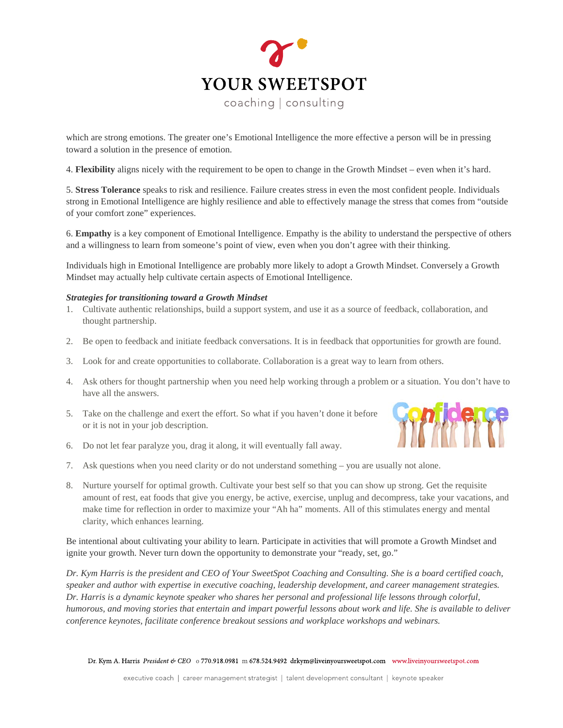which are strong emotions. The greater one's Emotional Intelligence the more effective a person will be in pressing toward a solution in the presence of emotion.

4. **Flexibility** aligns nicely with the requirement to be open to change in the Growth Mindset – even when it's hard.

5. **Stress Tolerance** speaks to risk and resilience. Failure creates stress in even the most confident people. Individuals strong in Emotional Intelligence are highly resilience and able to effectively manage the stress that comes from "outside of your comfort zone" experiences.

6. **Empathy** is a key component of Emotional Intelligence. Empathy is the ability to understand the perspective of others and a willingness to learn from someone's point of view, even when you don't agree with their thinking.

Individuals high in Emotional Intelligence are probably more likely to adopt a Growth Mindset. Conversely a Growth Mindset may actually help cultivate certain aspects of Emotional Intelligence.

***Strategies for transitioning toward a Growth Mindset***

1. Cultivate authentic relationships, build a support system, and use it as a source of feedback, collaboration, and thought partnership.

2. Be open to feedback and initiate feedback conversations. It is in feedback that opportunities for growth are found.

3. Look for and create opportunities to collaborate. Collaboration is a great way to learn from others.

4. Ask others for thought partnership when you need help working through a problem or a situation. You don't have to have all the answers.

5. Take on the challenge and exert the effort. So what if you haven't done it before or it is not in your job description.

6. Do not let fear paralyze you, drag it along, it will eventually fall away.

7. Ask questions when you need clarity or do not understand something – you are usually not alone.

8. Nurture yourself for optimal growth. Cultivate your best self so that you can show up strong. Get the requisite amount of rest, eat foods that give you energy, be active, exercise, unplug and decompress, take your vacations, and make time for reflection in order to maximize your "Ah ha" moments. All of this stimulates energy and mental clarity, which enhances learning.

Be intentional about cultivating your ability to learn. Participate in activities that will promote a Growth Mindset and ignite your growth. Never turn down the opportunity to demonstrate your "ready, set, go."

*Dr. Kym Harris is the president and CEO of Your SweetSpot Coaching and Consulting. She is a board certified coach, speaker and author with expertise in executive coaching, leadership development, and career management strategies. Dr. Harris is a dynamic keynote speaker who shares her personal and professional life lessons through colorful, humorous, and moving stories that entertain and impart powerful lessons about work and life. She is available to deliver conference keynotes, facilitate conference breakout sessions and workplace workshops and webinars.*